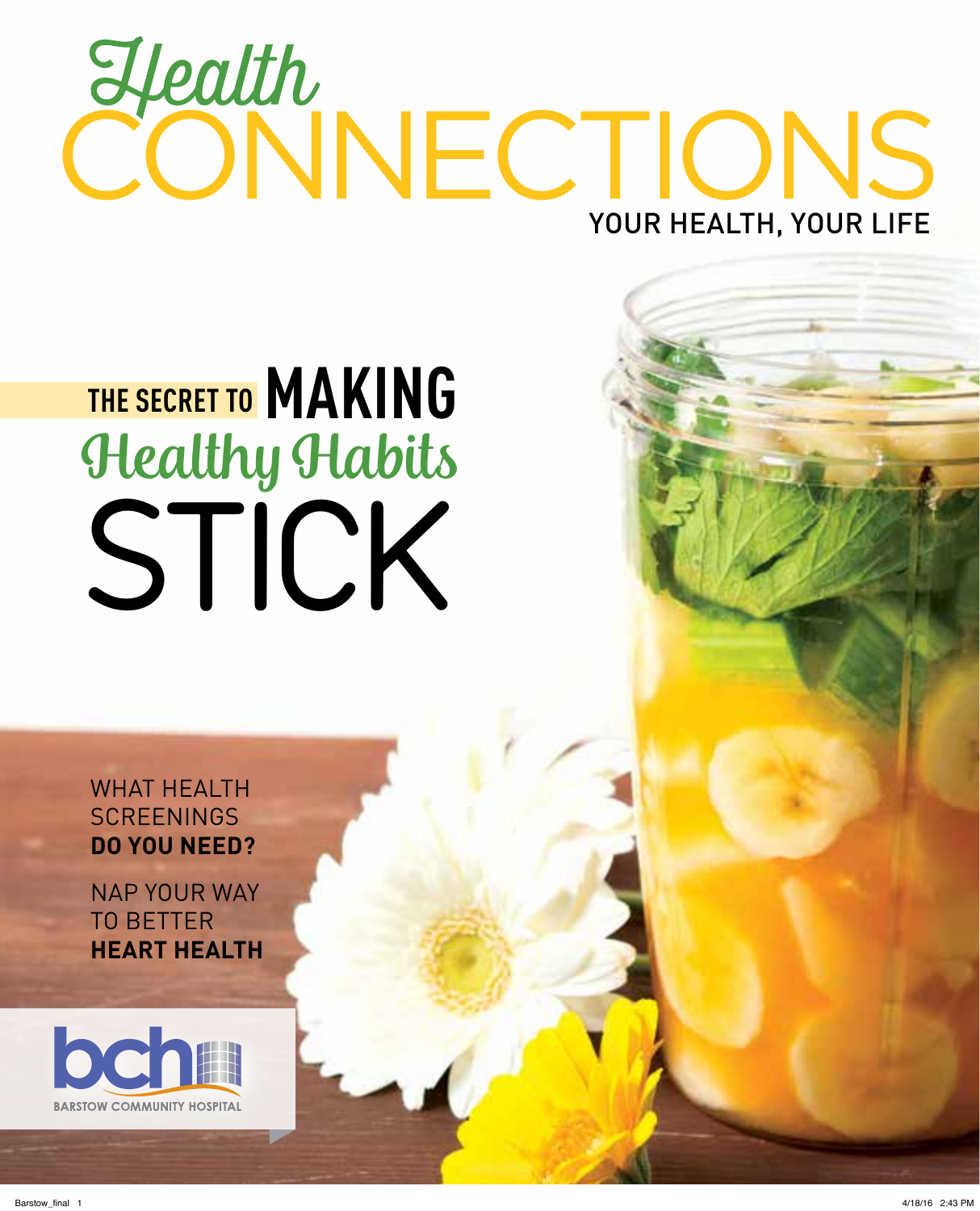# Health CONNECTIONS

YOUR HEALTH, YOUR LIFE

## THE SECRET TO MAKING *Healthy Habits* STICK

WHAT HEALTH SCREENINGS **DO YOU NEED?**

NAP YOUR WAY TO BETTER **HEART HEALTH**

bch

BARSTOW COMMUNITY HOSPITAL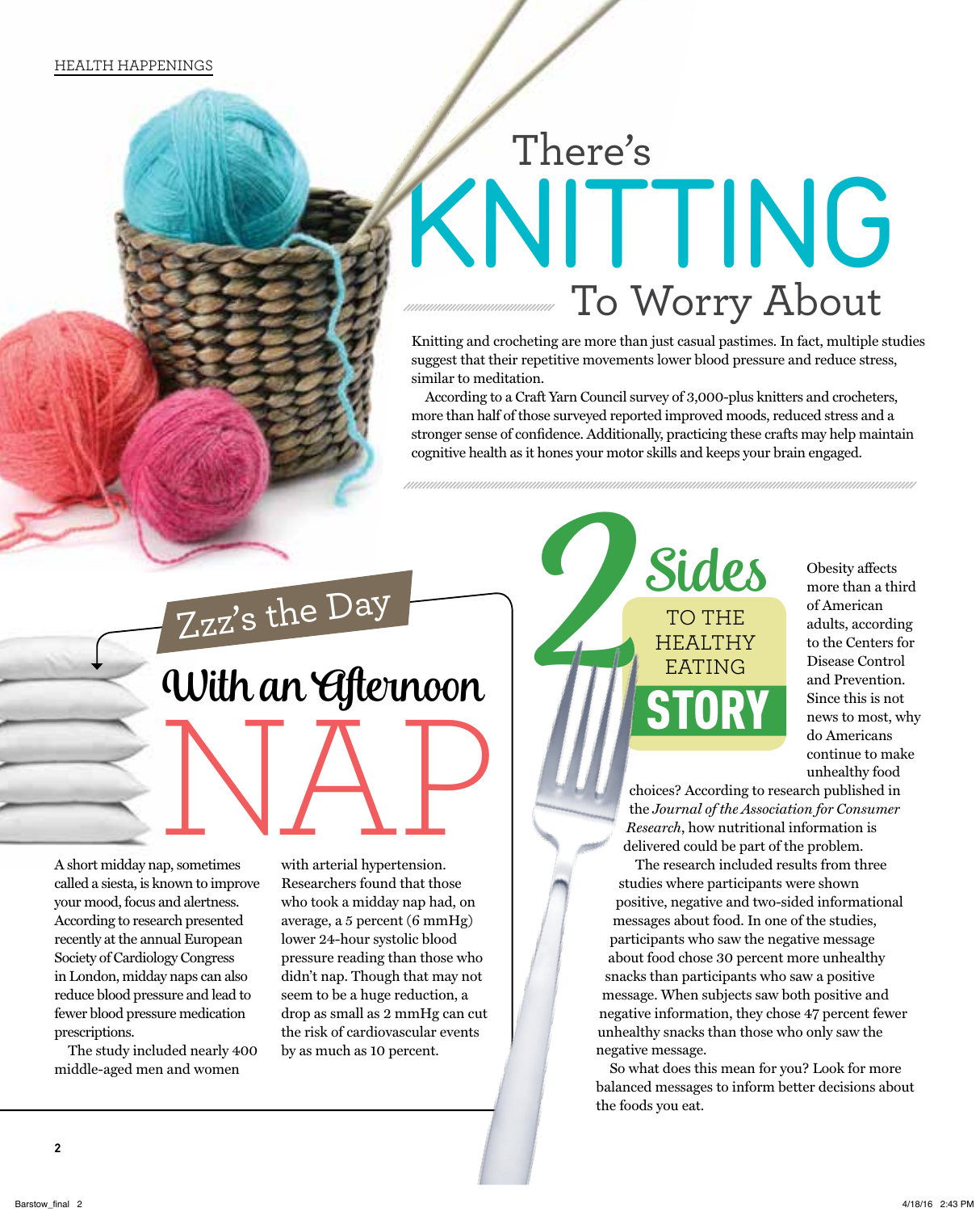HEALTH HAPPENINGS

# There's KNITTING To Worry About

Knitting and crocheting are more than just casual pastimes. In fact, multiple studies suggest that their repetitive movements lower blood pressure and reduce stress, similar to meditation.

According to a Craft Yarn Council survey of 3,000-plus knitters and crocheters, more than half of those surveyed reported improved moods, reduced stress and a stronger sense of confidence. Additionally, practicing these crafts may help maintain cognitive health as it hones your motor skills and keeps your brain engaged.

# Zzz's the Day With an Afternoon NAP

A short midday nap, sometimes called a siesta, is known to improve your mood, focus and alertness. According to research presented recently at the annual European Society of Cardiology Congress in London, midday naps can also reduce blood pressure and lead to fewer blood pressure medication prescriptions.

The study included nearly 400 middle-aged men and women with arterial hypertension. Researchers found that those who took a midday nap had, on average, a 5 percent (6 mmHg) lower 24-hour systolic blood pressure reading than those who didn't. Though that may not seem to be a huge reduction, a drop as small as 2 mmHg can cut the risk of cardiovascular events by as much as 10 percent.

# 2 Sides TO THE HEALTHY EATING STORY

Obesity affects more than a third of American adults, according to the Centers for Disease Control and Prevention. Since this is not news to most, why do Americans continue to make unhealthy food choices? According to research published in the *Journal of the Association for Consumer Research*, how nutritional information is delivered could be part of the problem.

The research included results from three studies where participants were shown positive, negative and two-sided informational messages about food. In one of the studies, participants who saw the negative message about food chose 30 percent more unhealthy snacks than participants who saw a positive message. When subjects saw both positive and negative information, they chose 47 percent fewer unhealthy snacks than those who only saw the negative message.

So what does this mean for you? Look for more balanced messages to inform better decisions about the foods you eat.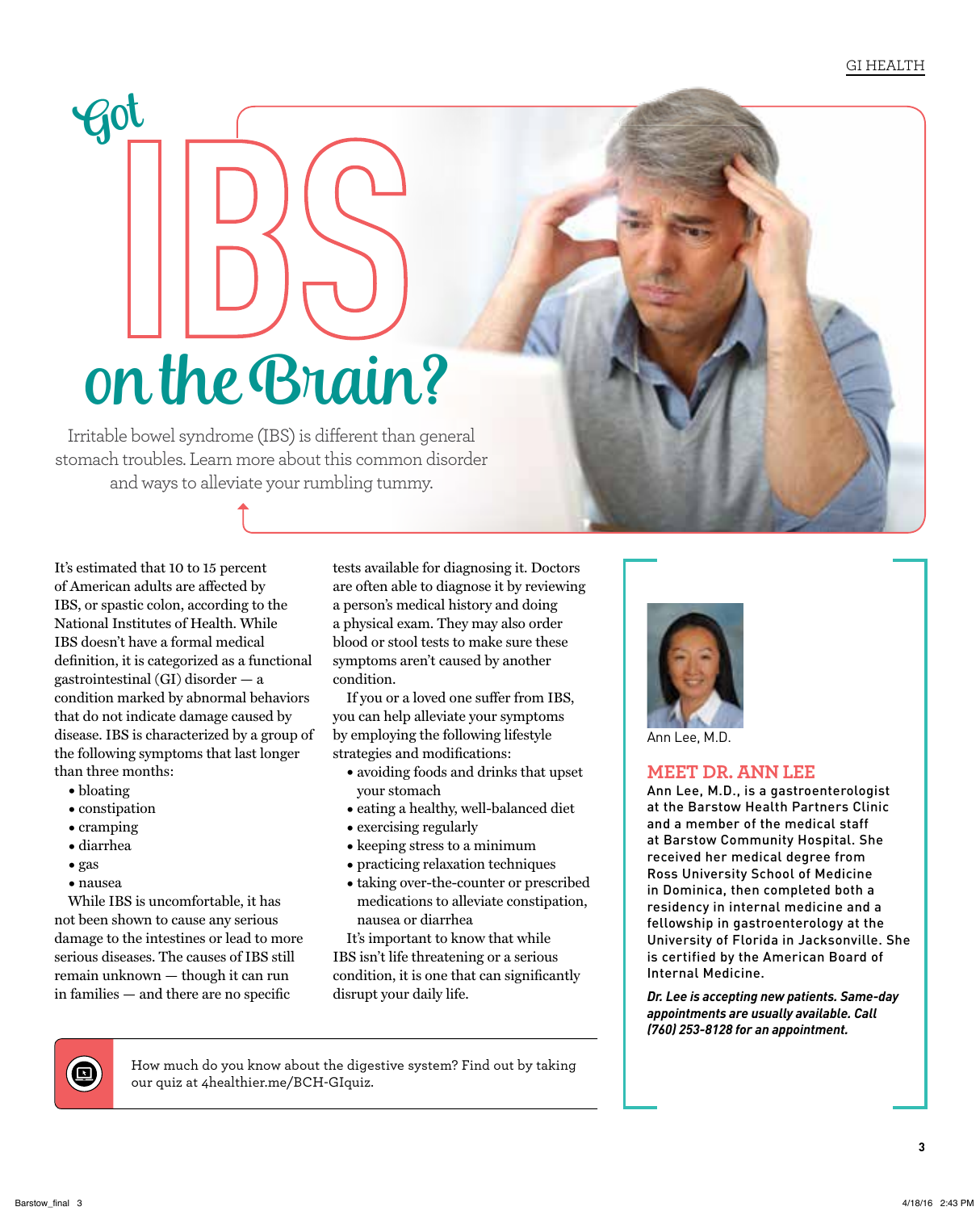# Got IBS on the Brain?

Irritable bowel syndrome (IBS) is different than general stomach troubles. Learn more about this common disorder and ways to alleviate your rumbling tummy.

It's estimated that 10 to 15 percent of American adults are affected by IBS, or spastic colon, according to the National Institutes of Health. While IBS doesn't have a formal medical definition, it is categorized as a functional gastrointestinal (GI) disorder — a condition marked by abnormal behaviors that do not indicate damage caused by disease. IBS is characterized by a group of the following symptoms that last longer than three months:

- bloating
- constipation
- cramping
- diarrhea
- gas
- nausea

While IBS is uncomfortable, it has not been shown to cause any serious damage to the intestines or lead to more serious diseases. The causes of IBS still remain unknown — though it can run in families — and there are no specific tests available for diagnosing it. Doctors are often able to diagnose it by reviewing a person's medical history and doing a physical exam. They may also order blood or stool tests to make sure these symptoms aren't caused by another condition.

If you or a loved one suffer from IBS, you can help alleviate your symptoms by employing the following lifestyle strategies and modifications:

- avoiding foods and drinks that upset your stomach
- eating a healthy, well-balanced diet
- exercising regularly
- keeping stress to a minimum
- practicing relaxation techniques
- taking over-the-counter or prescribed medications to alleviate constipation, nausea or diarrhea

It's important to know that while IBS isn't life threatening or a serious condition, it is one that can significantly disrupt your daily life.

How much do you know about the digestive system? Find out by taking our quiz at 4healthier.me/BCH-GIquiz.

Ann Lee, M.D.

## MEET DR. ANN LEE

Ann Lee, M.D., is a gastroenterologist at the Barstow Health Partners Clinic and a member of the medical staff at Barstow Community Hospital. She received her medical degree from Ross University School of Medicine in Dominica, then completed both a residency in internal medicine and a fellowship in gastroenterology at the University of Florida in Jacksonville. She is certified by the American Board of Internal Medicine.

***Dr. Lee is accepting new patients. Same-day appointments are usually available. Call (760) 253-8128 for an appointment.***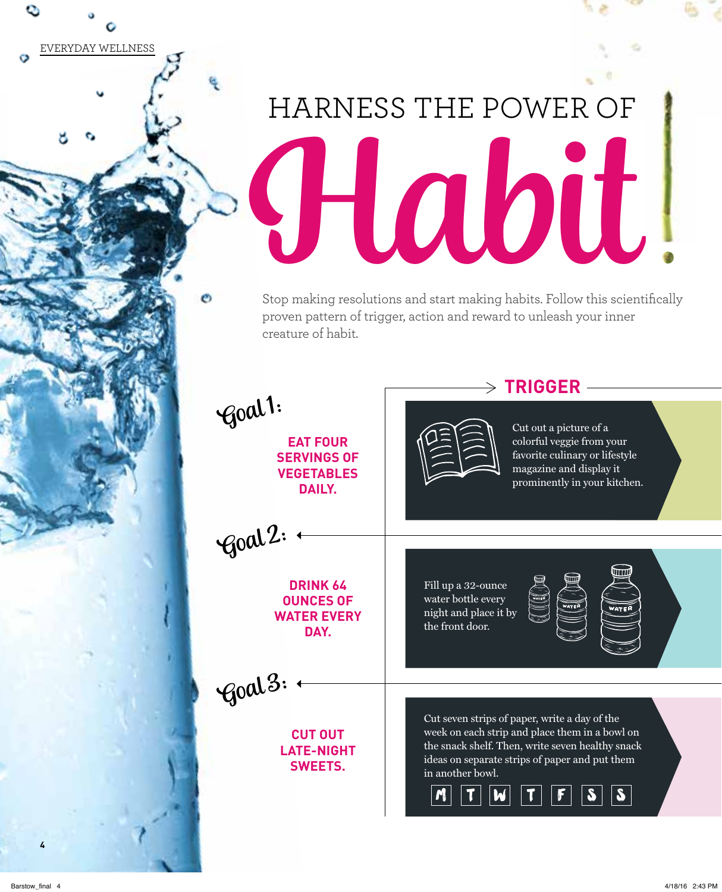EVERYDAY WELLNESS

# HARNESS THE POWER OF Habit!

Stop making resolutions and start making habits. Follow this scientifically proven pattern of trigger, action and reward to unleash your inner creature of habit.

## TRIGGER

### Goal 1:

**EAT FOUR SERVINGS OF VEGETABLES DAILY.**

Cut out a picture of a colorful veggie from your favorite culinary or lifestyle magazine and display it prominently in your kitchen.

### Goal 2:

**DRINK 64 OUNCES OF WATER EVERY DAY.**

Fill up a 32-ounce water bottle every night and place it by the front door.

### Goal 3:

**CUT OUT LATE-NIGHT SWEETS.**

Cut seven strips of paper, write a day of the week on each strip and place them in a bowl on the snack shelf. Then, write seven healthy snack ideas on separate strips of paper and put them in another bowl.

M T W T F S S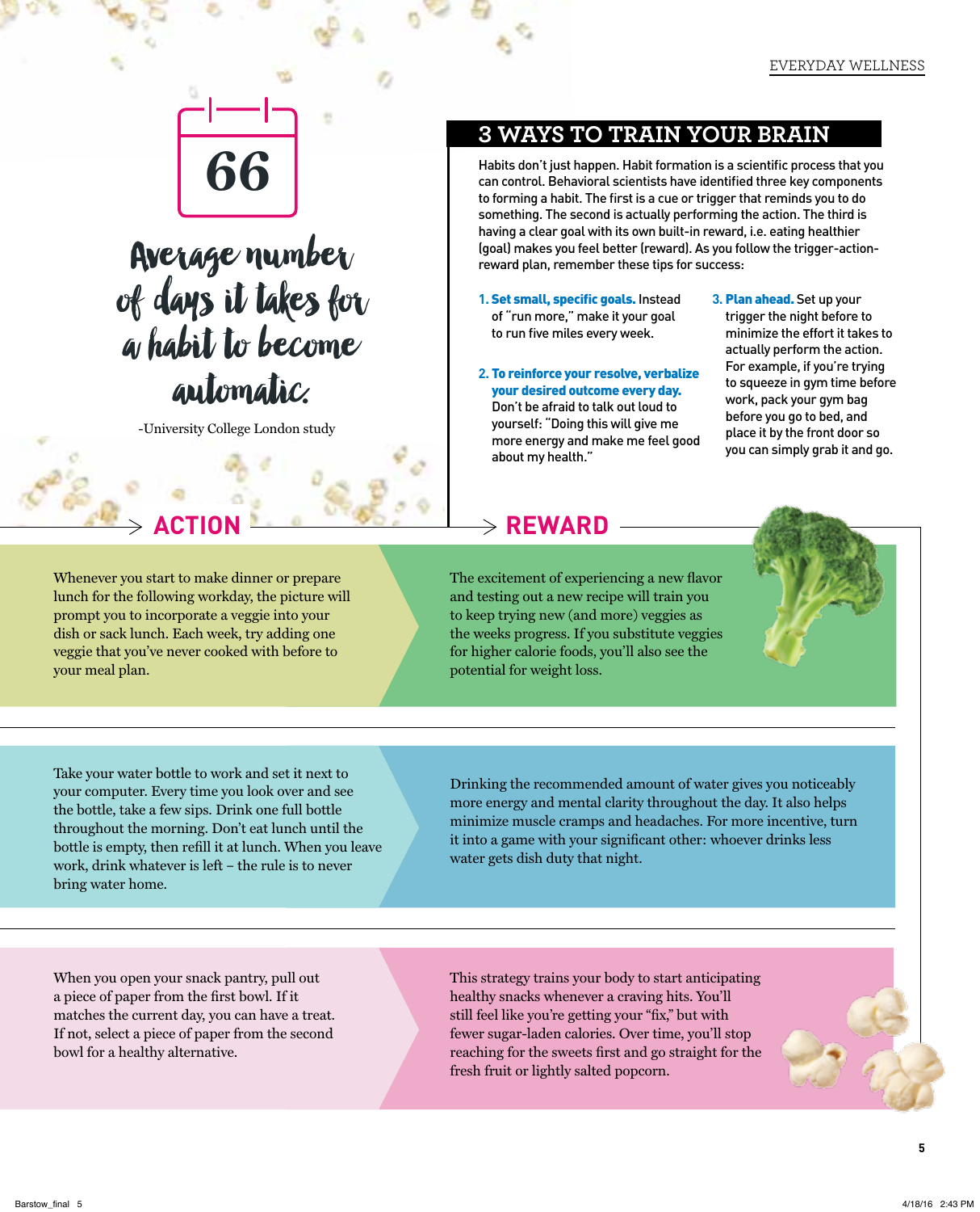**66**

*Average number of days it takes for a habit to become automatic.*

-University College London study

## 3 WAYS TO TRAIN YOUR BRAIN

Habits don't just happen. Habit formation is a scientific process that you can control. Behavioral scientists have identified three key components to forming a habit. The first is a cue or trigger that reminds you to do something. The second is actually performing the action. The third is having a clear goal with its own built-in reward, i.e. eating healthier (goal) makes you feel better (reward). As you follow the trigger-action-reward plan, remember these tips for success:

1. **Set small, specific goals.** Instead of "run more," make it your goal to run five miles every week.
2. **To reinforce your resolve, verbalize your desired outcome every day.** Don't be afraid to talk out loud to yourself: "Doing this will give me more energy and make me feel good about my health."
3. **Plan ahead.** Set up your trigger the night before to minimize the effort it takes to actually perform the action. For example, if you're trying to squeeze in gym time before work, pack your gym bag before you go to bed, and place it by the front door so you can simply grab it and go.

| ACTION | REWARD |
| --- | --- |
| Whenever you start to make dinner or prepare lunch for the following workday, the picture will prompt you to incorporate a veggie into your dish or sack lunch. Each week, try adding one veggie that you've never cooked with before to your meal plan. | The excitement of experiencing a new flavor and testing out a new recipe will train you to keep trying new (and more) veggies as the weeks progress. If you substitute veggies for higher calorie foods, you'll also see the potential for weight loss. |
| Take your water bottle to work and set it next to your computer. Every time you look over and see the bottle, take a few sips. Drink one full bottle throughout the morning. Don't eat lunch until the bottle is empty, then refill it at lunch. When you leave work, drink whatever is left – the rule is to never bring water home. | Drinking the recommended amount of water gives you noticeably more energy and mental clarity throughout the day. It also helps minimize muscle cramps and headaches. For more incentive, turn it into a game with your significant other: whoever drinks less water gets dish duty that night. |
| When you open your snack pantry, pull out a piece of paper from the first bowl. If it matches the current day, you can have a treat. If not, select a piece of paper from the second bowl for a healthy alternative. | This strategy trains your body to start anticipating healthy snacks whenever a craving hits. You'll still feel like you're getting your "fix," but with fewer sugar-laden calories. Over time, you'll stop reaching for the sweets first and go straight for the fresh fruit or lightly salted popcorn. |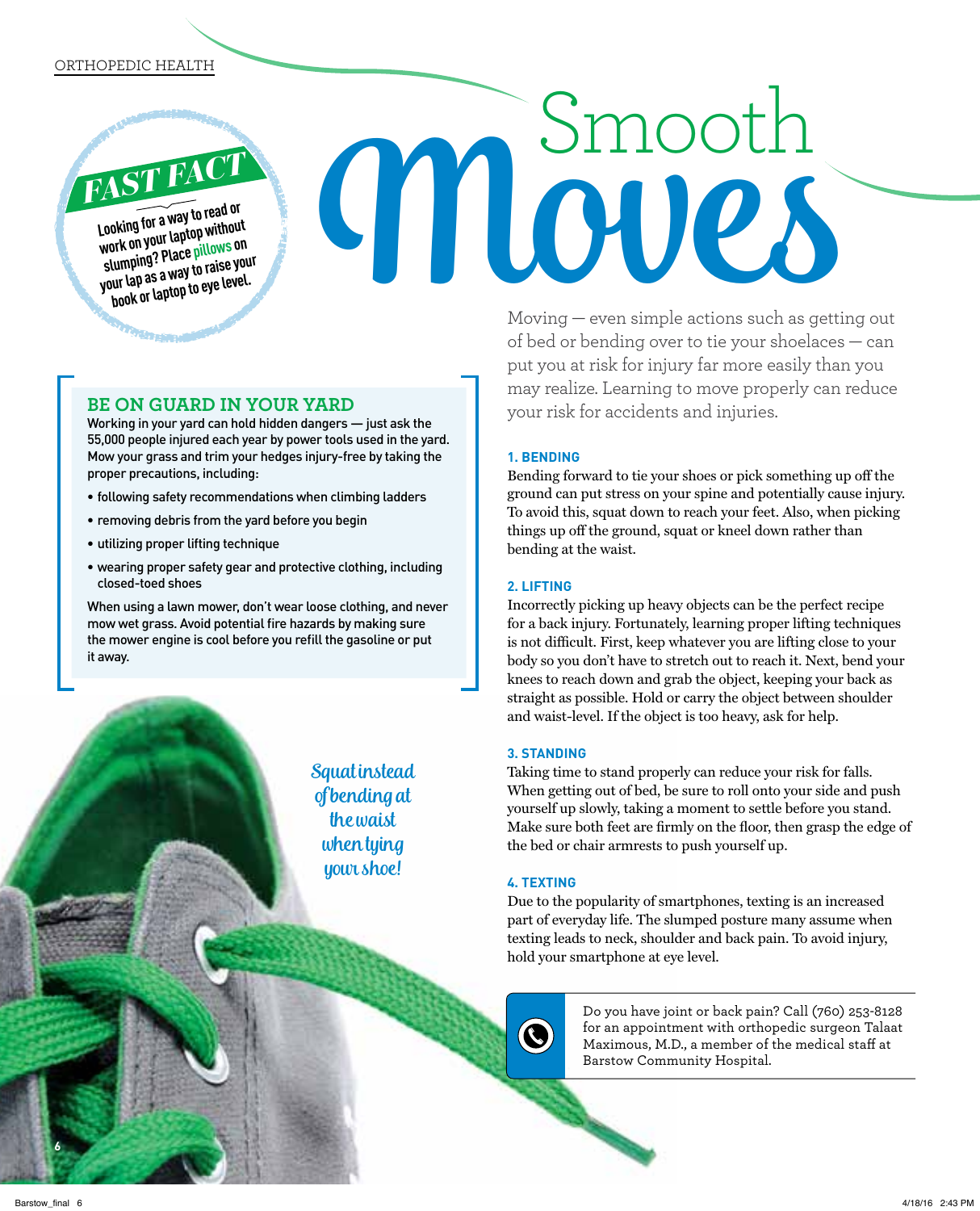# Smooth Moves

Moving — even simple actions such as getting out of bed or bending over to tie your shoelaces — can put you at risk for injury far more easily than you may realize. Learning to move properly can reduce your risk for accidents and injuries.

**FAST FACT**

Looking for a way to read or work on your laptop without slumping? Place pillows on your lap as a way to raise your book or laptop to eye level.

## BE ON GUARD IN YOUR YARD

Working in your yard can hold hidden dangers — just ask the 55,000 people injured each year by power tools used in the yard. Mow your grass and trim your hedges injury-free by taking the proper precautions, including:

- following safety recommendations when climbing ladders
- removing debris from the yard before you begin
- utilizing proper lifting technique
- wearing proper safety gear and protective clothing, including closed-toed shoes

When using a lawn mower, don't wear loose clothing, and never mow wet grass. Avoid potential fire hazards by making sure the mower engine is cool before you refill the gasoline or put it away.

### 1. BENDING

Bending forward to tie your shoes or pick something up off the ground can put stress on your spine and potentially cause injury. To avoid this, squat down to reach your feet. Also, when picking things up off the ground, squat or kneel down rather than bending at the waist.

*Squat instead of bending at the waist when tying your shoe!*

### 2. LIFTING

Incorrectly picking up heavy objects can be the perfect recipe for a back injury. Fortunately, learning proper lifting techniques is not difficult. First, keep whatever you are lifting close to your body so you don't have to stretch out to reach it. Next, bend your knees to reach down and grab the object, keeping your back as straight as possible. Hold or carry the object between shoulder and waist-level. If the object is too heavy, ask for help.

### 3. STANDING

Taking time to stand properly can reduce your risk for falls. When getting out of bed, be sure to roll onto your side and push yourself up slowly, taking a moment to settle before you stand. Make sure both feet are firmly on the floor, then grasp the edge of the bed or chair armrests to push yourself up.

### 4. TEXTING

Due to the popularity of smartphones, texting is an increased part of everyday life. The slumped posture many assume when texting leads to neck, shoulder and back pain. To avoid injury, hold your smartphone at eye level.

Do you have joint or back pain? Call (760) 253-8128 for an appointment with orthopedic surgeon Talaat Maximous, M.D., a member of the medical staff at Barstow Community Hospital.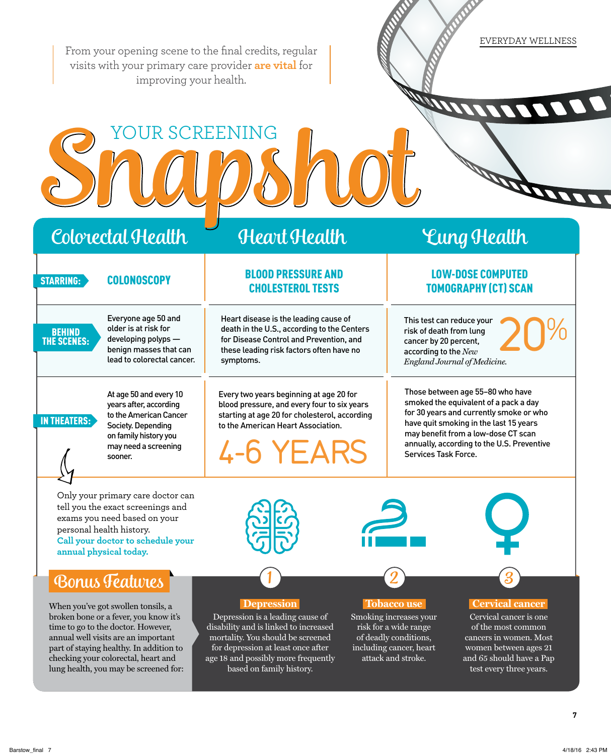From your opening scene to the final credits, regular visits with your primary care provider **are vital** for improving your health.

# YOUR SCREENING Snapshot

| | Colorectal Health | Heart Health | Lung Health |
| --- | --- | --- | --- |
| **STARRING:** | **COLONOSCOPY** | **BLOOD PRESSURE AND CHOLESTEROL TESTS** | **LOW-DOSE COMPUTED TOMOGRAPHY (CT) SCAN** |
| **BEHIND THE SCENES:** | Everyone age 50 and older is at risk for developing polyps — benign masses that can lead to colorectal cancer. | Heart disease is the leading cause of death in the U.S., according to the Centers for Disease Control and Prevention, and these leading risk factors often have no symptoms. | This test can reduce your risk of death from lung cancer by 20 percent, according to the *New England Journal of Medicine.* **20%** |
| **IN THEATERS:** | At age 50 and every 10 years after, according to the American Cancer Society. Depending on family history you may need a screening sooner. | Every two years beginning at age 20 for blood pressure, and every four to six years starting at age 20 for cholesterol, according to the American Heart Association. **4-6 YEARS** | Those between age 55–80 who have smoked the equivalent of a pack a day for 30 years and currently smoke or who have quit smoking in the last 15 years may benefit from a low-dose CT scan annually, according to the U.S. Preventive Services Task Force. |

Only your primary care doctor can tell you the exact screenings and exams you need based on your personal health history.
**Call your doctor to schedule your annual physical today.**

## Bonus Features

When you've got swollen tonsils, a broken bone or a fever, you know it's time to go to the doctor. However, annual well visits are an important part of staying healthy. In addition to checking your colorectal, heart and lung health, you may be screened for:

1. **Depression**
   Depression is a leading cause of disability and is linked to increased mortality. You should be screened for depression at least once after age 18 and possibly more frequently based on family history.

2. **Tobacco use**
   Smoking increases your risk for a wide range of deadly conditions, including cancer, heart attack and stroke.

3. **Cervical cancer**
   Cervical cancer is one of the most common cancers in women. Most women between ages 21 and 65 should have a Pap test every three years.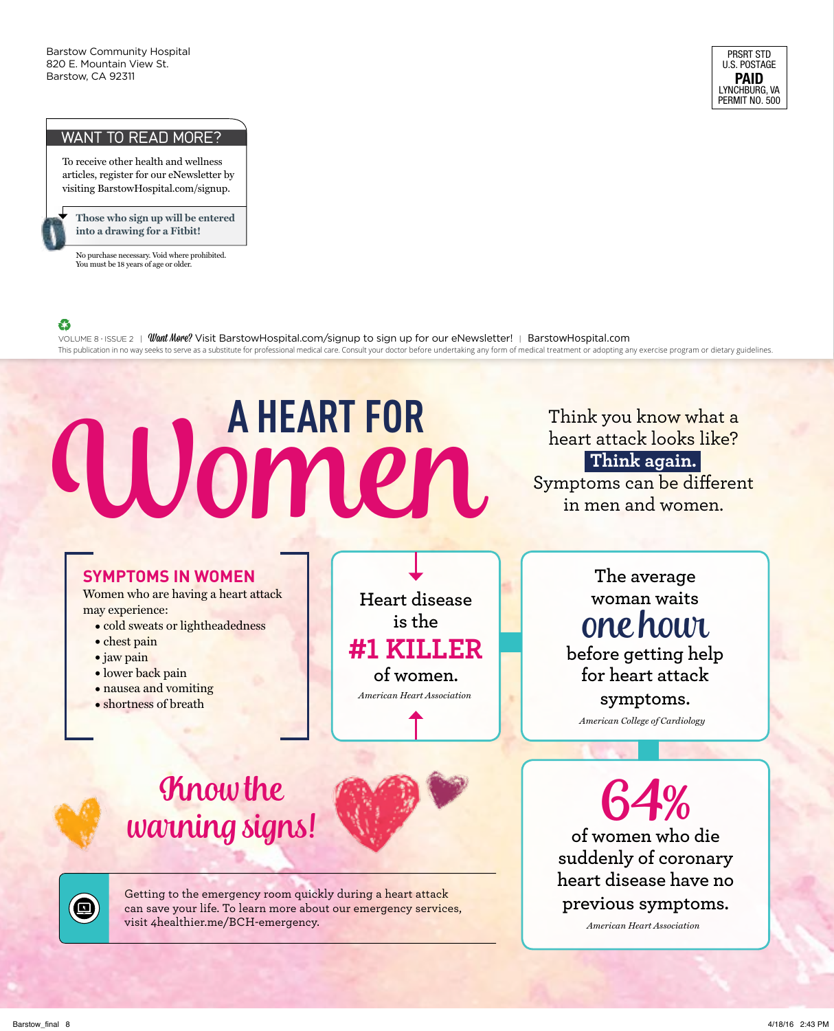Barstow Community Hospital
820 E. Mountain View St.
Barstow, CA 92311

PRSRT STD
U.S. POSTAGE
**PAID**
LYNCHBURG, VA
PERMIT NO. 500

**WANT TO READ MORE?**

To receive other health and wellness articles, register for our eNewsletter by visiting BarstowHospital.com/signup.

**Those who sign up will be entered into a drawing for a Fitbit!**

No purchase necessary. Void where prohibited. You must be 18 years of age or older.

VOLUME 8 · ISSUE 2 | *Want More?* Visit BarstowHospital.com/signup to sign up for our eNewsletter! | BarstowHospital.com

This publication in no way seeks to serve as a substitute for professional medical care. Consult your doctor before undertaking any form of medical treatment or adopting any exercise program or dietary guidelines.

# A HEART FOR Women

Think you know what a heart attack looks like? **Think again.** Symptoms can be different in men and women.

## SYMPTOMS IN WOMEN

Women who are having a heart attack may experience:

- cold sweats or lightheadedness
- chest pain
- jaw pain
- lower back pain
- nausea and vomiting
- shortness of breath

Heart disease is the **#1 KILLER** of women.

*American Heart Association*

The average woman waits **one hour** before getting help for heart attack symptoms.

*American College of Cardiology*

**64%** of women who die suddenly of coronary heart disease have no previous symptoms.

*American Heart Association*

## Know the warning signs!

Getting to the emergency room quickly during a heart attack can save your life. To learn more about our emergency services, visit 4healthier.me/BCH-emergency.